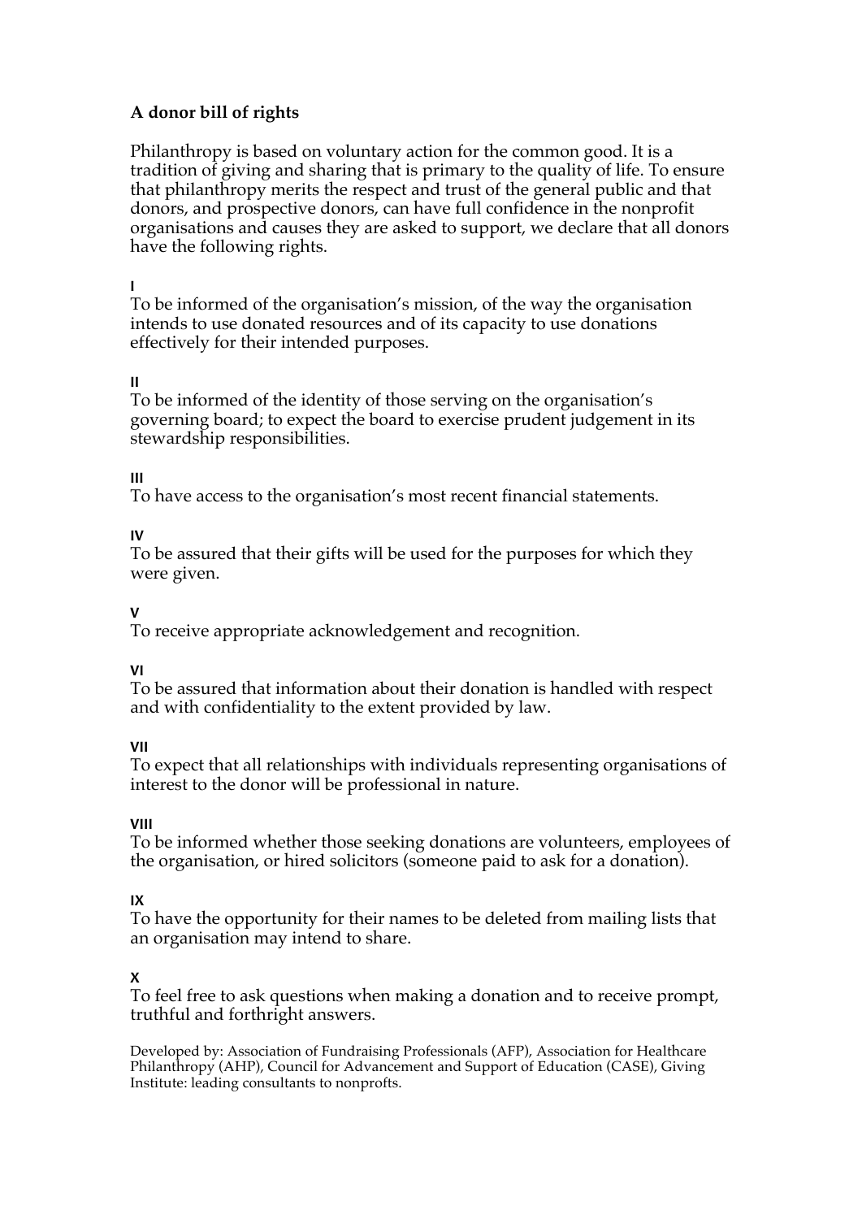# A donor bill of rights

Philanthropy is based on voluntary action for the common good. It is a tradition of giving and sharing that is primary to the quality of life. To ensure that philanthropy merits the respect and trust of the general public and that donors, and prospective donors, can have full confidence in the nonprofit organisations and causes they are asked to support, we declare that all donors have the following rights.

**I**

To be informed of the organisation's mission, of the way the organisation intends to use donated resources and of its capacity to use donations effectively for their intended purposes.

**II**

To be informed of the identity of those serving on the organisation's governing board; to expect the board to exercise prudent judgement in its stewardship responsibilities.

**III**

To have access to the organisation's most recent financial statements.

**IV**

To be assured that their gifts will be used for the purposes for which they were given.

**V**

To receive appropriate acknowledgement and recognition.

**VI**

To be assured that information about their donation is handled with respect and with confidentiality to the extent provided by law.

**VII**

To expect that all relationships with individuals representing organisations of interest to the donor will be professional in nature.

**VIII**

To be informed whether those seeking donations are volunteers, employees of the organisation, or hired solicitors (someone paid to ask for a donation).

**IX**

To have the opportunity for their names to be deleted from mailing lists that an organisation may intend to share.

**X**

To feel free to ask questions when making a donation and to receive prompt, truthful and forthright answers.

Developed by: Association of Fundraising Professionals (AFP), Association for Healthcare Philanthropy (AHP), Council for Advancement and Support of Education (CASE), Giving Institute: leading consultants to nonprofts.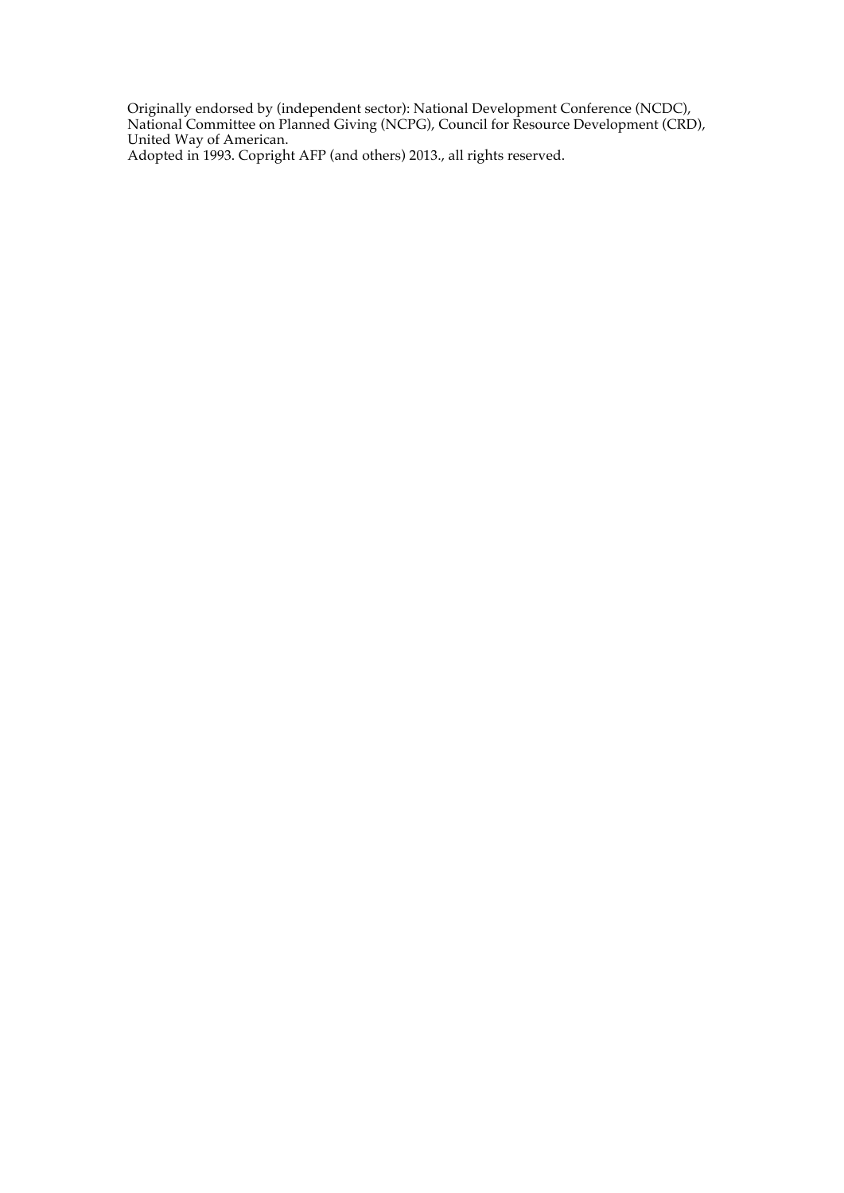Originally endorsed by (independent sector): National Development Conference (NCDC), National Committee on Planned Giving (NCPG), Council for Resource Development (CRD), United Way of American.
Adopted in 1993. Copright AFP (and others) 2013., all rights reserved.